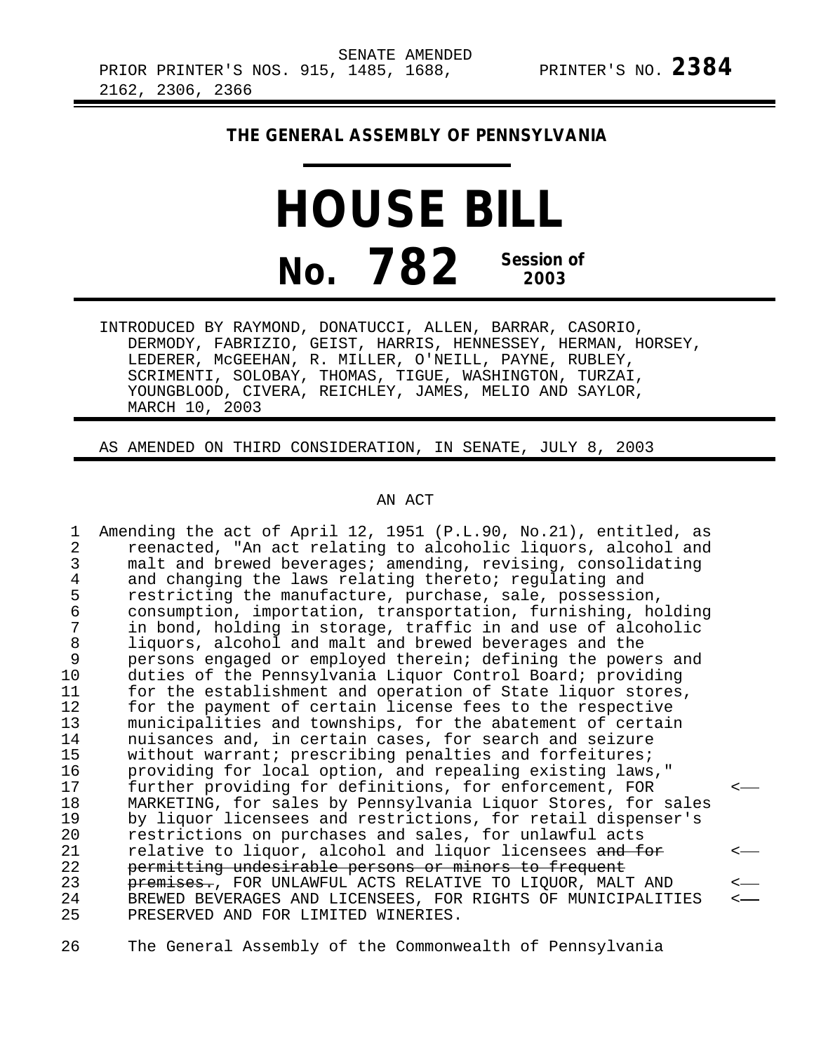SENATE AMENDED

PRIOR PRINTER'S NOS. 915, 1485, 1688, 2162, 2306, 2366 PRINTER'S NO. **2384**

**THE GENERAL ASSEMBLY OF PENNSYLVANIA**

# HOUSE BILL

# No. 782 Session of 2003

INTRODUCED BY RAYMOND, DONATUCCI, ALLEN, BARRAR, CASORIO, DERMODY, FABRIZIO, GEIST, HARRIS, HENNESSEY, HERMAN, HORSEY, LEDERER, McGEEHAN, R. MILLER, O'NEILL, PAYNE, RUBLEY, SCRIMENTI, SOLOBAY, THOMAS, TIGUE, WASHINGTON, TURZAI, YOUNGBLOOD, CIVERA, REICHLEY, JAMES, MELIO AND SAYLOR, MARCH 10, 2003

AS AMENDED ON THIRD CONSIDERATION, IN SENATE, JULY 8, 2003

AN ACT

1 Amending the act of April 12, 1951 (P.L.90, No.21), entitled, as
2 reenacted, "An act relating to alcoholic liquors, alcohol and
3 malt and brewed beverages; amending, revising, consolidating
4 and changing the laws relating thereto; regulating and
5 restricting the manufacture, purchase, sale, possession,
6 consumption, importation, transportation, furnishing, holding
7 in bond, holding in storage, traffic in and use of alcoholic
8 liquors, alcohol and malt and brewed beverages and the
9 persons engaged or employed therein; defining the powers and
10 duties of the Pennsylvania Liquor Control Board; providing
11 for the establishment and operation of State liquor stores,
12 for the payment of certain license fees to the respective
13 municipalities and townships, for the abatement of certain
14 nuisances and, in certain cases, for search and seizure
15 without warrant; prescribing penalties and forfeitures;
16 providing for local option, and repealing existing laws,"
17 further providing for definitions, for enforcement, FOR
18 MARKETING, for sales by Pennsylvania Liquor Stores, for sales
19 by liquor licensees and restrictions, for retail dispenser's
20 restrictions on purchases and sales, for unlawful acts
21 relative to liquor, alcohol and liquor licensees ~~and for~~
22 ~~permitting undesirable persons or minors to frequent~~
23 ~~premises.~~, FOR UNLAWFUL ACTS RELATIVE TO LIQUOR, MALT AND
24 BREWED BEVERAGES AND LICENSEES, FOR RIGHTS OF MUNICIPALITIES
25 PRESERVED AND FOR LIMITED WINERIES.

26 The General Assembly of the Commonwealth of Pennsylvania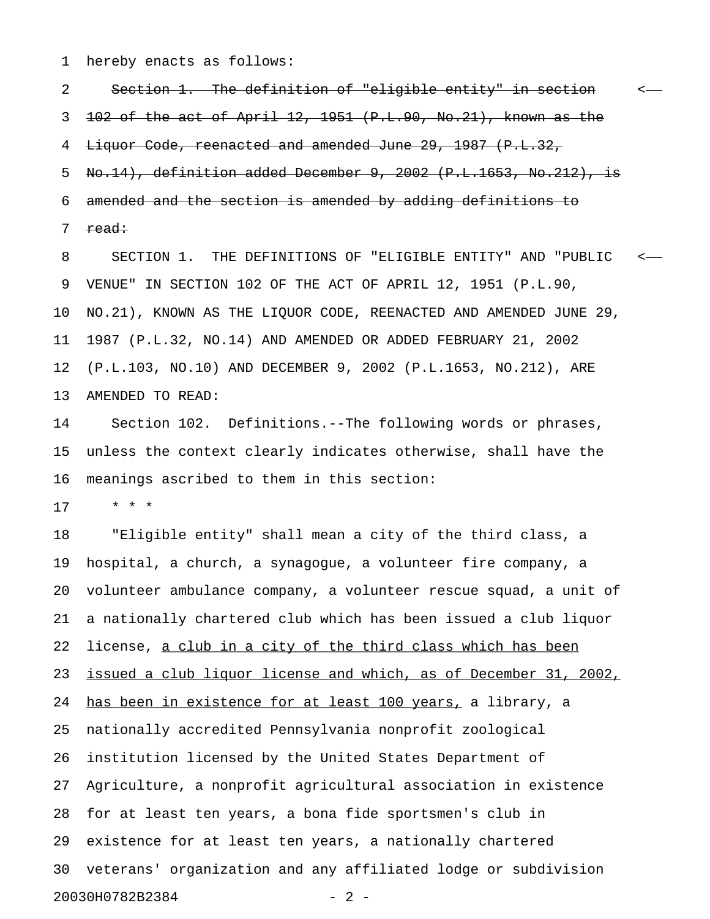hereby enacts as follows:

~~Section 1. The definition of "eligible entity" in section 102 of the act of April 12, 1951 (P.L.90, No.21), known as the Liquor Code, reenacted and amended June 29, 1987 (P.L.32, No.14), definition added December 9, 2002 (P.L.1653, No.212), is amended and the section is amended by adding definitions to read:~~

SECTION 1. THE DEFINITIONS OF "ELIGIBLE ENTITY" AND "PUBLIC VENUE" IN SECTION 102 OF THE ACT OF APRIL 12, 1951 (P.L.90, NO.21), KNOWN AS THE LIQUOR CODE, REENACTED AND AMENDED JUNE 29, 1987 (P.L.32, NO.14) AND AMENDED OR ADDED FEBRUARY 21, 2002 (P.L.103, NO.10) AND DECEMBER 9, 2002 (P.L.1653, NO.212), ARE AMENDED TO READ:

Section 102. Definitions.--The following words or phrases, unless the context clearly indicates otherwise, shall have the meanings ascribed to them in this section:

\* \* \*

"Eligible entity" shall mean a city of the third class, a hospital, a church, a synagogue, a volunteer fire company, a volunteer ambulance company, a volunteer rescue squad, a unit of a nationally chartered club which has been issued a club liquor license, <u>a club in a city of the third class which has been issued a club liquor license and which, as of December 31, 2002, has been in existence for at least 100 years,</u> a library, a nationally accredited Pennsylvania nonprofit zoological institution licensed by the United States Department of Agriculture, a nonprofit agricultural association in existence for at least ten years, a bona fide sportsmen's club in existence for at least ten years, a nationally chartered veterans' organization and any affiliated lodge or subdivision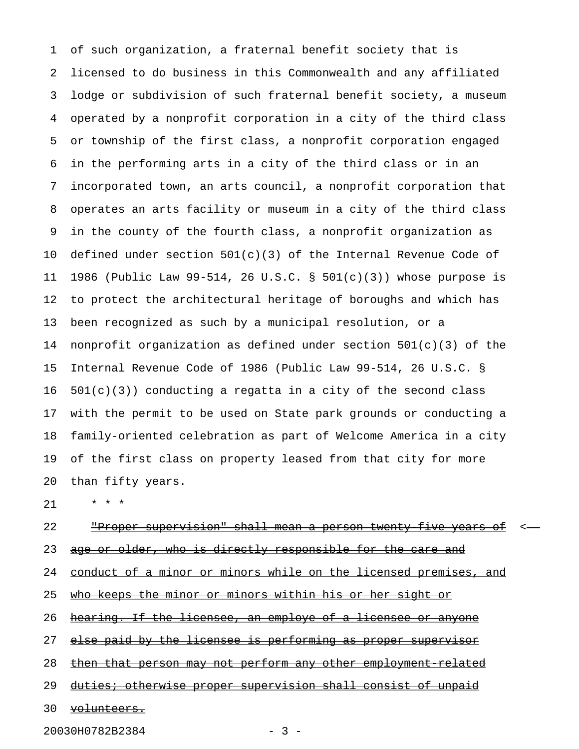of such organization, a fraternal benefit society that is licensed to do business in this Commonwealth and any affiliated lodge or subdivision of such fraternal benefit society, a museum operated by a nonprofit corporation in a city of the third class or township of the first class, a nonprofit corporation engaged in the performing arts in a city of the third class or in an incorporated town, an arts council, a nonprofit corporation that operates an arts facility or museum in a city of the third class in the county of the fourth class, a nonprofit organization as defined under section 501(c)(3) of the Internal Revenue Code of 1986 (Public Law 99-514, 26 U.S.C. § 501(c)(3)) whose purpose is to protect the architectural heritage of boroughs and which has been recognized as such by a municipal resolution, or a nonprofit organization as defined under section 501(c)(3) of the Internal Revenue Code of 1986 (Public Law 99-514, 26 U.S.C. § 501(c)(3)) conducting a regatta in a city of the second class with the permit to be used on State park grounds or conducting a family-oriented celebration as part of Welcome America in a city of the first class on property leased from that city for more than fifty years.

\* \* \*

~~"Proper supervision" shall mean a person twenty-five years of age or older, who is directly responsible for the care and conduct of a minor or minors while on the licensed premises, and who keeps the minor or minors within his or her sight or hearing. If the licensee, an employe of a licensee or anyone else paid by the licensee is performing as proper supervisor then that person may not perform any other employment-related duties; otherwise proper supervision shall consist of unpaid volunteers.~~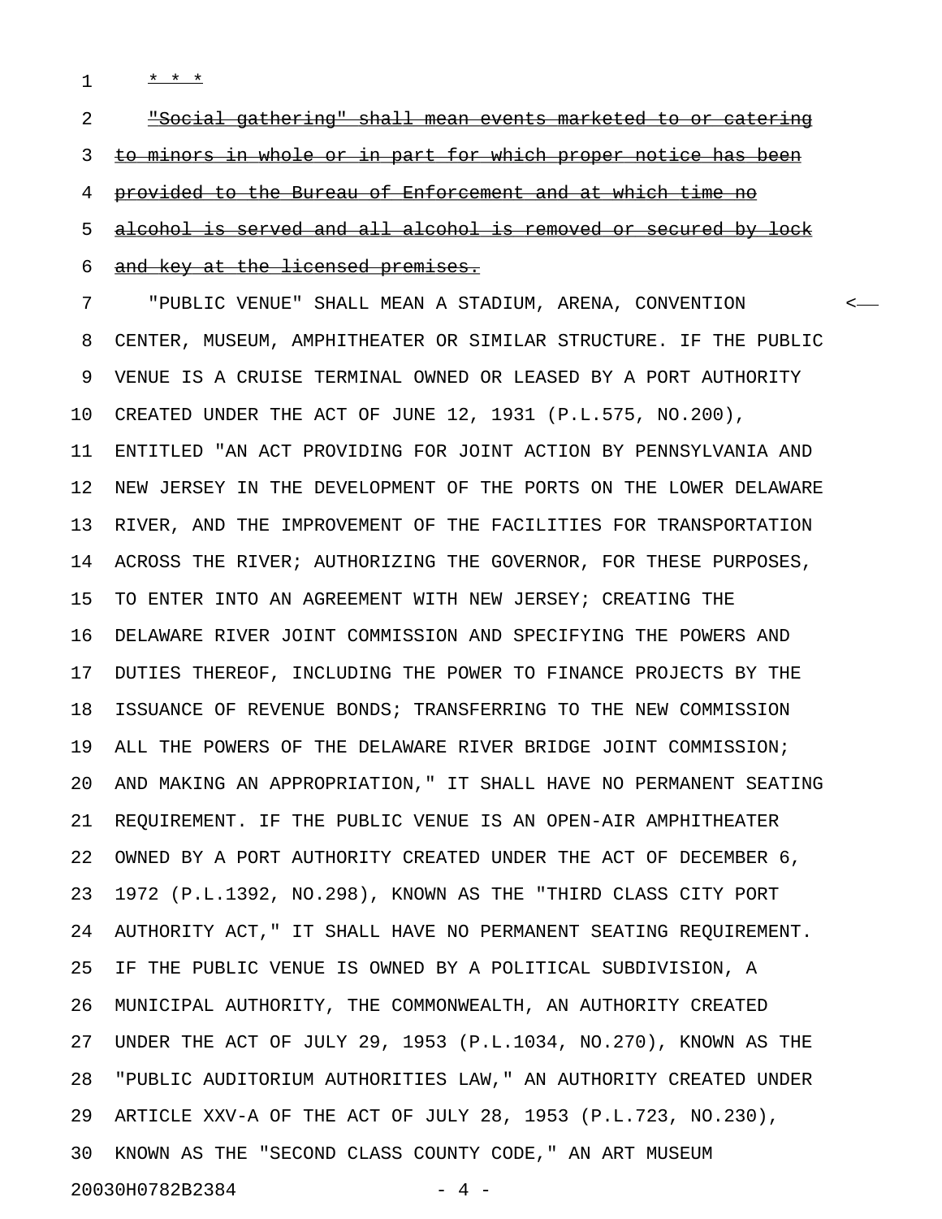\* \* \*

~~"Social gathering" shall mean events marketed to or catering to minors in whole or in part for which proper notice has been provided to the Bureau of Enforcement and at which time no alcohol is served and all alcohol is removed or secured by lock and key at the licensed premises.~~

"PUBLIC VENUE" SHALL MEAN A STADIUM, ARENA, CONVENTION CENTER, MUSEUM, AMPHITHEATER OR SIMILAR STRUCTURE. IF THE PUBLIC VENUE IS A CRUISE TERMINAL OWNED OR LEASED BY A PORT AUTHORITY CREATED UNDER THE ACT OF JUNE 12, 1931 (P.L.575, NO.200), ENTITLED "AN ACT PROVIDING FOR JOINT ACTION BY PENNSYLVANIA AND NEW JERSEY IN THE DEVELOPMENT OF THE PORTS ON THE LOWER DELAWARE RIVER, AND THE IMPROVEMENT OF THE FACILITIES FOR TRANSPORTATION ACROSS THE RIVER; AUTHORIZING THE GOVERNOR, FOR THESE PURPOSES, TO ENTER INTO AN AGREEMENT WITH NEW JERSEY; CREATING THE DELAWARE RIVER JOINT COMMISSION AND SPECIFYING THE POWERS AND DUTIES THEREOF, INCLUDING THE POWER TO FINANCE PROJECTS BY THE ISSUANCE OF REVENUE BONDS; TRANSFERRING TO THE NEW COMMISSION ALL THE POWERS OF THE DELAWARE RIVER BRIDGE JOINT COMMISSION; AND MAKING AN APPROPRIATION," IT SHALL HAVE NO PERMANENT SEATING REQUIREMENT. IF THE PUBLIC VENUE IS AN OPEN-AIR AMPHITHEATER OWNED BY A PORT AUTHORITY CREATED UNDER THE ACT OF DECEMBER 6, 1972 (P.L.1392, NO.298), KNOWN AS THE "THIRD CLASS CITY PORT AUTHORITY ACT," IT SHALL HAVE NO PERMANENT SEATING REQUIREMENT. IF THE PUBLIC VENUE IS OWNED BY A POLITICAL SUBDIVISION, A MUNICIPAL AUTHORITY, THE COMMONWEALTH, AN AUTHORITY CREATED UNDER THE ACT OF JULY 29, 1953 (P.L.1034, NO.270), KNOWN AS THE "PUBLIC AUDITORIUM AUTHORITIES LAW," AN AUTHORITY CREATED UNDER ARTICLE XXV-A OF THE ACT OF JULY 28, 1953 (P.L.723, NO.230), KNOWN AS THE "SECOND CLASS COUNTY CODE," AN ART MUSEUM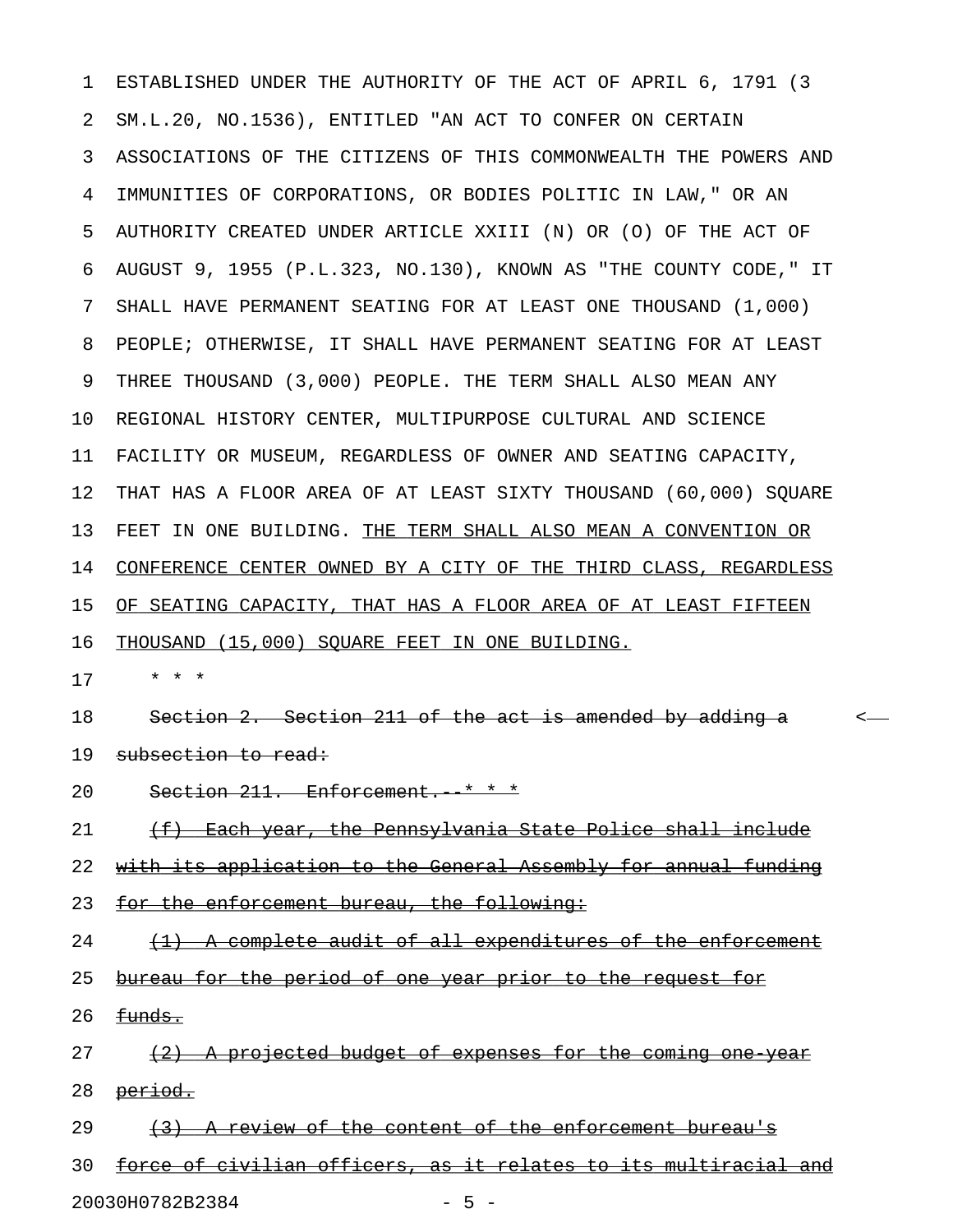ESTABLISHED UNDER THE AUTHORITY OF THE ACT OF APRIL 6, 1791 (3 SM.L.20, NO.1536), ENTITLED "AN ACT TO CONFER ON CERTAIN ASSOCIATIONS OF THE CITIZENS OF THIS COMMONWEALTH THE POWERS AND IMMUNITIES OF CORPORATIONS, OR BODIES POLITIC IN LAW," OR AN AUTHORITY CREATED UNDER ARTICLE XXIII (N) OR (O) OF THE ACT OF AUGUST 9, 1955 (P.L.323, NO.130), KNOWN AS "THE COUNTY CODE," IT SHALL HAVE PERMANENT SEATING FOR AT LEAST ONE THOUSAND (1,000) PEOPLE; OTHERWISE, IT SHALL HAVE PERMANENT SEATING FOR AT LEAST THREE THOUSAND (3,000) PEOPLE. THE TERM SHALL ALSO MEAN ANY REGIONAL HISTORY CENTER, MULTIPURPOSE CULTURAL AND SCIENCE FACILITY OR MUSEUM, REGARDLESS OF OWNER AND SEATING CAPACITY, THAT HAS A FLOOR AREA OF AT LEAST SIXTY THOUSAND (60,000) SQUARE FEET IN ONE BUILDING. <u>THE TERM SHALL ALSO MEAN A CONVENTION OR CONFERENCE CENTER OWNED BY A CITY OF THE THIRD CLASS, REGARDLESS OF SEATING CAPACITY, THAT HAS A FLOOR AREA OF AT LEAST FIFTEEN THOUSAND (15,000) SQUARE FEET IN ONE BUILDING.</u>

\* \* \*

~~Section 2. Section 211 of the act is amended by adding a subsection to read:~~

~~Section 211. Enforcement.--\* \* \*~~

~~(f) Each year, the Pennsylvania State Police shall include with its application to the General Assembly for annual funding for the enforcement bureau, the following:~~

~~(1) A complete audit of all expenditures of the enforcement bureau for the period of one year prior to the request for funds.~~

~~(2) A projected budget of expenses for the coming one-year period.~~

~~(3) A review of the content of the enforcement bureau's force of civilian officers, as it relates to its multiracial and~~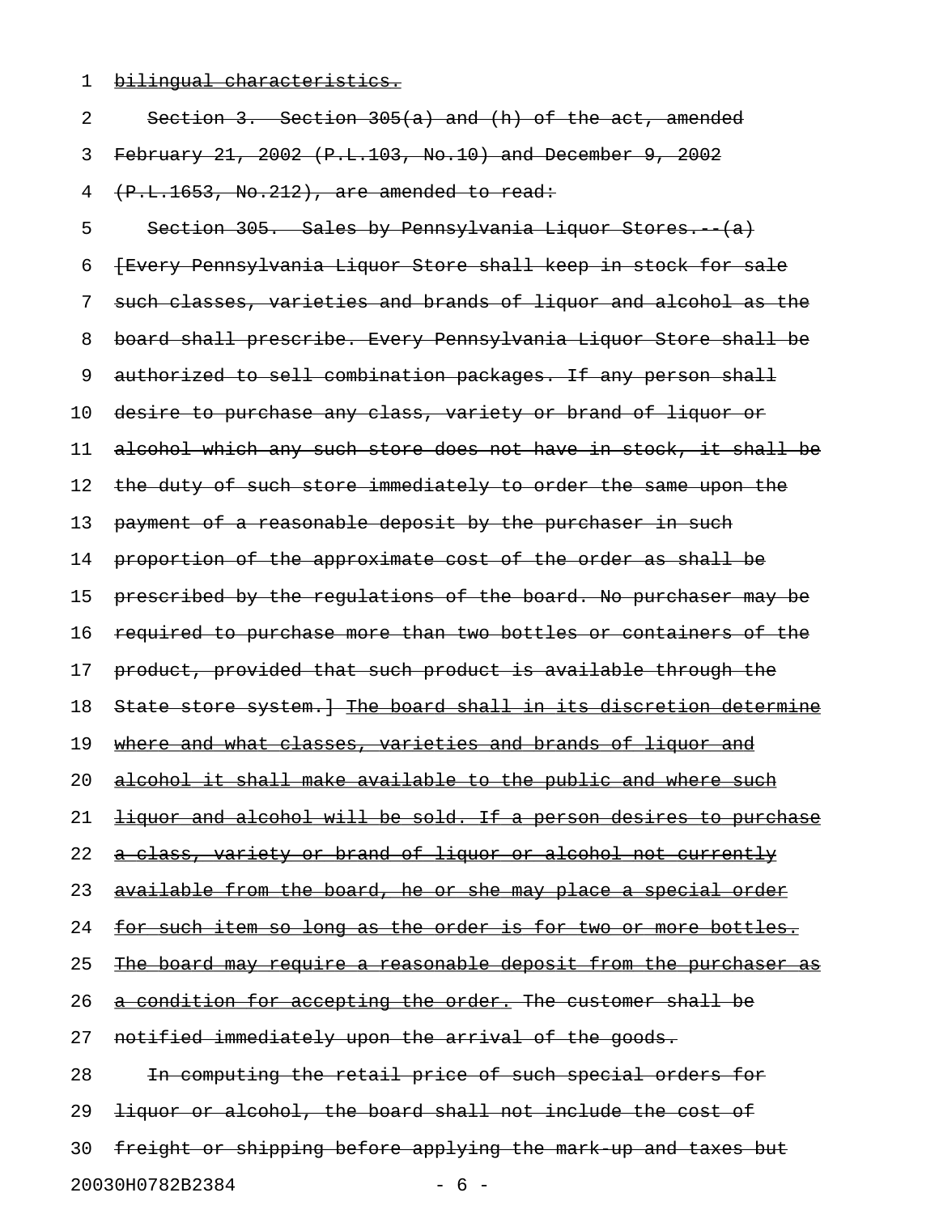bilingual characteristics.

Section 3. Section 305(a) and (h) of the act, amended February 21, 2002 (P.L.103, No.10) and December 9, 2002 (P.L.1653, No.212), are amended to read:

Section 305. Sales by Pennsylvania Liquor Stores.--(a) [Every Pennsylvania Liquor Store shall keep in stock for sale such classes, varieties and brands of liquor and alcohol as the board shall prescribe. Every Pennsylvania Liquor Store shall be authorized to sell combination packages. If any person shall desire to purchase any class, variety or brand of liquor or alcohol which any such store does not have in stock, it shall be the duty of such store immediately to order the same upon the payment of a reasonable deposit by the purchaser in such proportion of the approximate cost of the order as shall be prescribed by the regulations of the board. No purchaser may be required to purchase more than two bottles or containers of the product, provided that such product is available through the State store system.] The board shall in its discretion determine where and what classes, varieties and brands of liquor and alcohol it shall make available to the public and where such liquor and alcohol will be sold. If a person desires to purchase a class, variety or brand of liquor or alcohol not currently available from the board, he or she may place a special order for such item so long as the order is for two or more bottles. The board may require a reasonable deposit from the purchaser as a condition for accepting the order. The customer shall be notified immediately upon the arrival of the goods.

In computing the retail price of such special orders for liquor or alcohol, the board shall not include the cost of freight or shipping before applying the mark-up and taxes but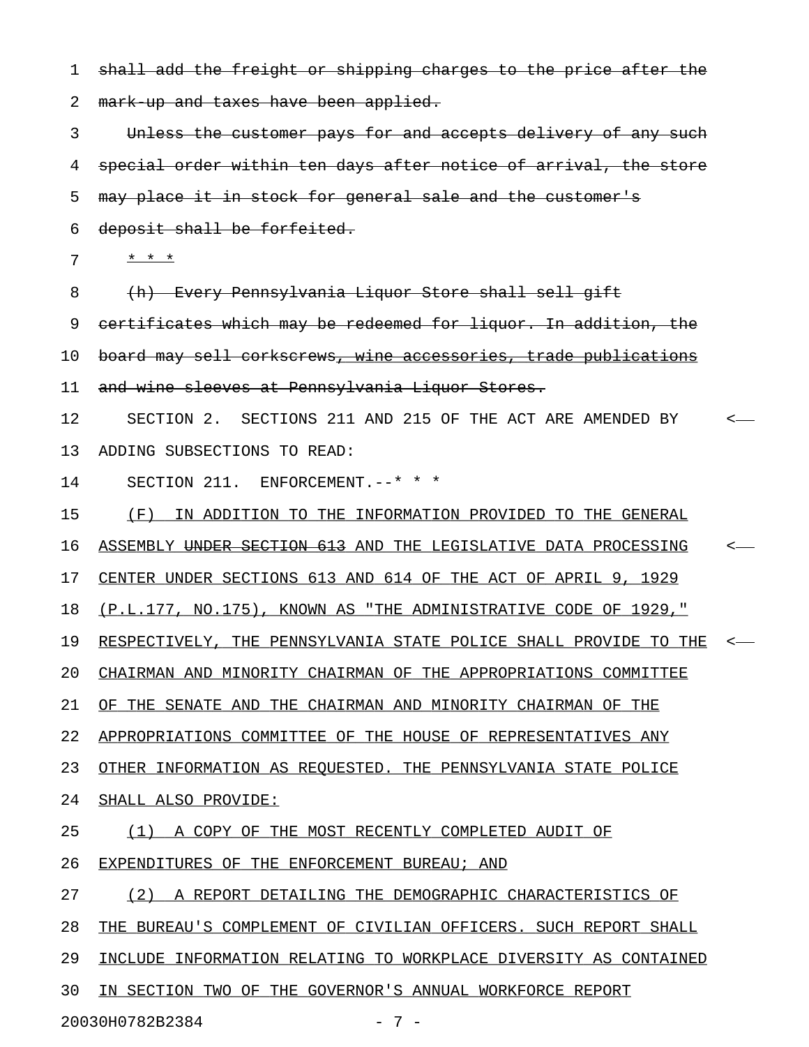shall add the freight or shipping charges to the price after the mark-up and taxes have been applied.

Unless the customer pays for and accepts delivery of any such special order within ten days after notice of arrival, the store may place it in stock for general sale and the customer's deposit shall be forfeited.

* * *

(h) Every Pennsylvania Liquor Store shall sell gift certificates which may be redeemed for liquor. In addition, the board may sell corkscrews, wine accessories, trade publications and wine sleeves at Pennsylvania Liquor Stores.

SECTION 2. SECTIONS 211 AND 215 OF THE ACT ARE AMENDED BY ADDING SUBSECTIONS TO READ:

SECTION 211. ENFORCEMENT.--* * *

(F) IN ADDITION TO THE INFORMATION PROVIDED TO THE GENERAL ASSEMBLY UNDER SECTION 613 AND THE LEGISLATIVE DATA PROCESSING CENTER UNDER SECTIONS 613 AND 614 OF THE ACT OF APRIL 9, 1929 (P.L.177, NO.175), KNOWN AS "THE ADMINISTRATIVE CODE OF 1929," RESPECTIVELY, THE PENNSYLVANIA STATE POLICE SHALL PROVIDE TO THE CHAIRMAN AND MINORITY CHAIRMAN OF THE APPROPRIATIONS COMMITTEE OF THE SENATE AND THE CHAIRMAN AND MINORITY CHAIRMAN OF THE APPROPRIATIONS COMMITTEE OF THE HOUSE OF REPRESENTATIVES ANY OTHER INFORMATION AS REQUESTED. THE PENNSYLVANIA STATE POLICE SHALL ALSO PROVIDE:

(1) A COPY OF THE MOST RECENTLY COMPLETED AUDIT OF EXPENDITURES OF THE ENFORCEMENT BUREAU; AND

(2) A REPORT DETAILING THE DEMOGRAPHIC CHARACTERISTICS OF THE BUREAU'S COMPLEMENT OF CIVILIAN OFFICERS. SUCH REPORT SHALL INCLUDE INFORMATION RELATING TO WORKPLACE DIVERSITY AS CONTAINED IN SECTION TWO OF THE GOVERNOR'S ANNUAL WORKFORCE REPORT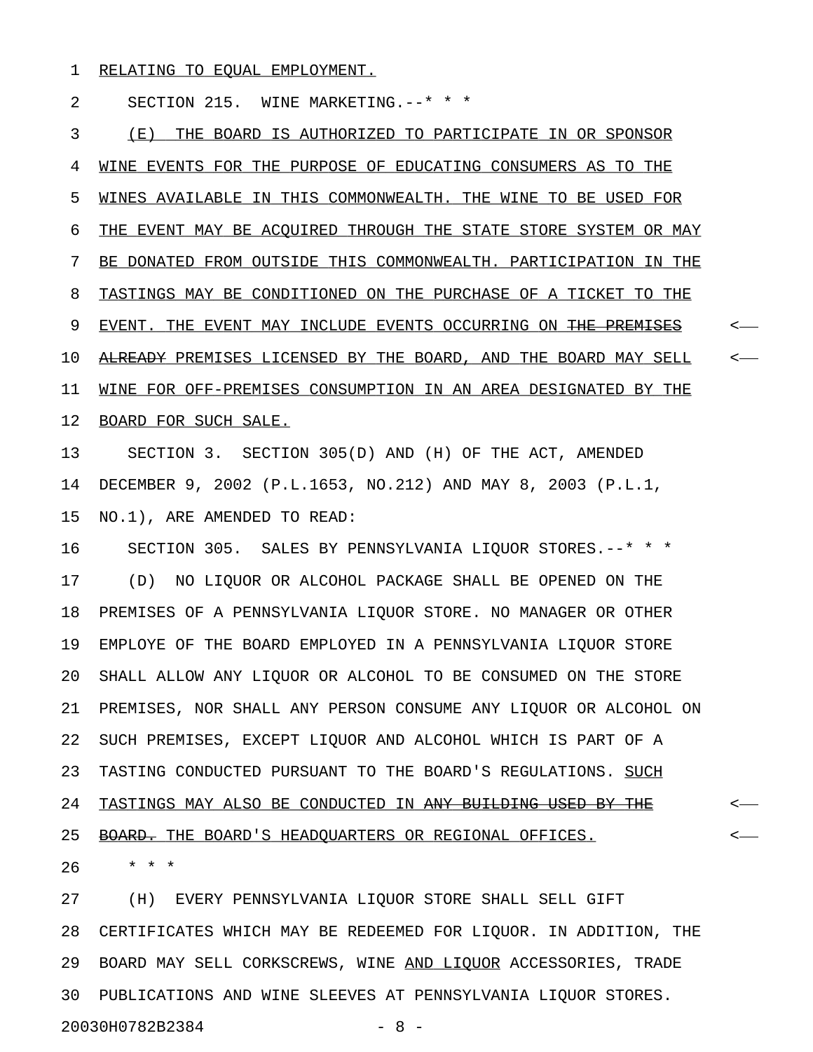RELATING TO EQUAL EMPLOYMENT.

SECTION 215. WINE MARKETING.--* * *

(E) THE BOARD IS AUTHORIZED TO PARTICIPATE IN OR SPONSOR WINE EVENTS FOR THE PURPOSE OF EDUCATING CONSUMERS AS TO THE WINES AVAILABLE IN THIS COMMONWEALTH. THE WINE TO BE USED FOR THE EVENT MAY BE ACQUIRED THROUGH THE STATE STORE SYSTEM OR MAY BE DONATED FROM OUTSIDE THIS COMMONWEALTH. PARTICIPATION IN THE TASTINGS MAY BE CONDITIONED ON THE PURCHASE OF A TICKET TO THE EVENT. THE EVENT MAY INCLUDE EVENTS OCCURRING ON ~~THE PREMISES ALREADY~~ PREMISES LICENSED BY THE BOARD, AND THE BOARD MAY SELL WINE FOR OFF-PREMISES CONSUMPTION IN AN AREA DESIGNATED BY THE BOARD FOR SUCH SALE.

SECTION 3. SECTION 305(D) AND (H) OF THE ACT, AMENDED DECEMBER 9, 2002 (P.L.1653, NO.212) AND MAY 8, 2003 (P.L.1, NO.1), ARE AMENDED TO READ:

SECTION 305. SALES BY PENNSYLVANIA LIQUOR STORES.--* * *

(D) NO LIQUOR OR ALCOHOL PACKAGE SHALL BE OPENED ON THE PREMISES OF A PENNSYLVANIA LIQUOR STORE. NO MANAGER OR OTHER EMPLOYE OF THE BOARD EMPLOYED IN A PENNSYLVANIA LIQUOR STORE SHALL ALLOW ANY LIQUOR OR ALCOHOL TO BE CONSUMED ON THE STORE PREMISES, NOR SHALL ANY PERSON CONSUME ANY LIQUOR OR ALCOHOL ON SUCH PREMISES, EXCEPT LIQUOR AND ALCOHOL WHICH IS PART OF A TASTING CONDUCTED PURSUANT TO THE BOARD'S REGULATIONS. SUCH TASTINGS MAY ALSO BE CONDUCTED IN ~~ANY BUILDING USED BY THE BOARD.~~ THE BOARD'S HEADQUARTERS OR REGIONAL OFFICES.

* * *

(H) EVERY PENNSYLVANIA LIQUOR STORE SHALL SELL GIFT CERTIFICATES WHICH MAY BE REDEEMED FOR LIQUOR. IN ADDITION, THE BOARD MAY SELL CORKSCREWS, WINE AND LIQUOR ACCESSORIES, TRADE PUBLICATIONS AND WINE SLEEVES AT PENNSYLVANIA LIQUOR STORES.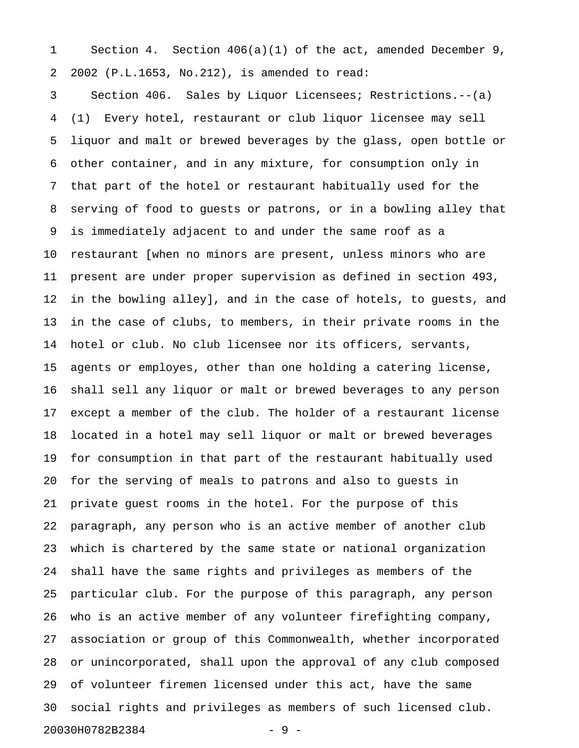Section 4. Section 406(a)(1) of the act, amended December 9, 2002 (P.L.1653, No.212), is amended to read:

Section 406. Sales by Liquor Licensees; Restrictions.--(a) (1) Every hotel, restaurant or club liquor licensee may sell liquor and malt or brewed beverages by the glass, open bottle or other container, and in any mixture, for consumption only in that part of the hotel or restaurant habitually used for the serving of food to guests or patrons, or in a bowling alley that is immediately adjacent to and under the same roof as a restaurant [when no minors are present, unless minors who are present are under proper supervision as defined in section 493, in the bowling alley], and in the case of hotels, to guests, and in the case of clubs, to members, in their private rooms in the hotel or club. No club licensee nor its officers, servants, agents or employes, other than one holding a catering license, shall sell any liquor or malt or brewed beverages to any person except a member of the club. The holder of a restaurant license located in a hotel may sell liquor or malt or brewed beverages for consumption in that part of the restaurant habitually used for the serving of meals to patrons and also to guests in private guest rooms in the hotel. For the purpose of this paragraph, any person who is an active member of another club which is chartered by the same state or national organization shall have the same rights and privileges as members of the particular club. For the purpose of this paragraph, any person who is an active member of any volunteer firefighting company, association or group of this Commonwealth, whether incorporated or unincorporated, shall upon the approval of any club composed of volunteer firemen licensed under this act, have the same social rights and privileges as members of such licensed club.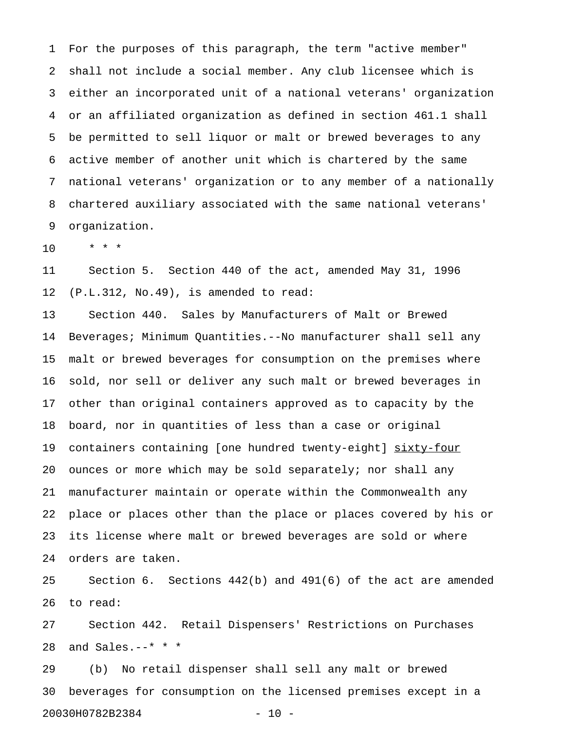For the purposes of this paragraph, the term "active member" shall not include a social member. Any club licensee which is either an incorporated unit of a national veterans' organization or an affiliated organization as defined in section 461.1 shall be permitted to sell liquor or malt or brewed beverages to any active member of another unit which is chartered by the same national veterans' organization or to any member of a nationally chartered auxiliary associated with the same national veterans' organization.

* * *

Section 5. Section 440 of the act, amended May 31, 1996 (P.L.312, No.49), is amended to read:

Section 440. Sales by Manufacturers of Malt or Brewed Beverages; Minimum Quantities.--No manufacturer shall sell any malt or brewed beverages for consumption on the premises where sold, nor sell or deliver any such malt or brewed beverages in other than original containers approved as to capacity by the board, nor in quantities of less than a case or original containers containing [one hundred twenty-eight] <u>sixty-four</u> ounces or more which may be sold separately; nor shall any manufacturer maintain or operate within the Commonwealth any place or places other than the place or places covered by his or its license where malt or brewed beverages are sold or where orders are taken.

Section 6. Sections 442(b) and 491(6) of the act are amended to read:

Section 442. Retail Dispensers' Restrictions on Purchases and Sales.--* * *

(b) No retail dispenser shall sell any malt or brewed beverages for consumption on the licensed premises except in a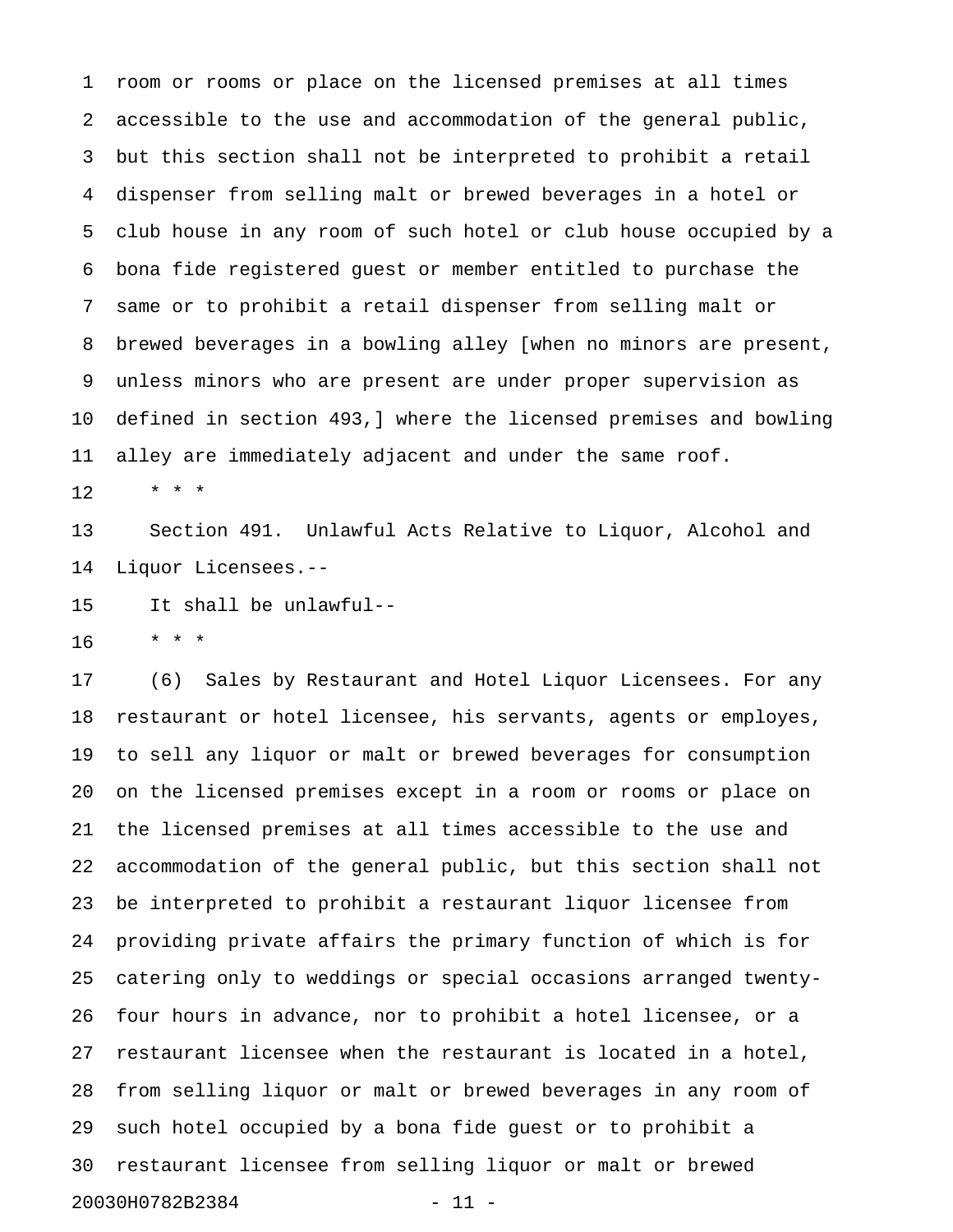room or rooms or place on the licensed premises at all times accessible to the use and accommodation of the general public, but this section shall not be interpreted to prohibit a retail dispenser from selling malt or brewed beverages in a hotel or club house in any room of such hotel or club house occupied by a bona fide registered guest or member entitled to purchase the same or to prohibit a retail dispenser from selling malt or brewed beverages in a bowling alley [when no minors are present, unless minors who are present are under proper supervision as defined in section 493,] where the licensed premises and bowling alley are immediately adjacent and under the same roof.

\* \* \*

Section 491. Unlawful Acts Relative to Liquor, Alcohol and Liquor Licensees.--

It shall be unlawful--

\* \* \*

(6) Sales by Restaurant and Hotel Liquor Licensees. For any restaurant or hotel licensee, his servants, agents or employes, to sell any liquor or malt or brewed beverages for consumption on the licensed premises except in a room or rooms or place on the licensed premises at all times accessible to the use and accommodation of the general public, but this section shall not be interpreted to prohibit a restaurant liquor licensee from providing private affairs the primary function of which is for catering only to weddings or special occasions arranged twenty-four hours in advance, nor to prohibit a hotel licensee, or a restaurant licensee when the restaurant is located in a hotel, from selling liquor or malt or brewed beverages in any room of such hotel occupied by a bona fide guest or to prohibit a restaurant licensee from selling liquor or malt or brewed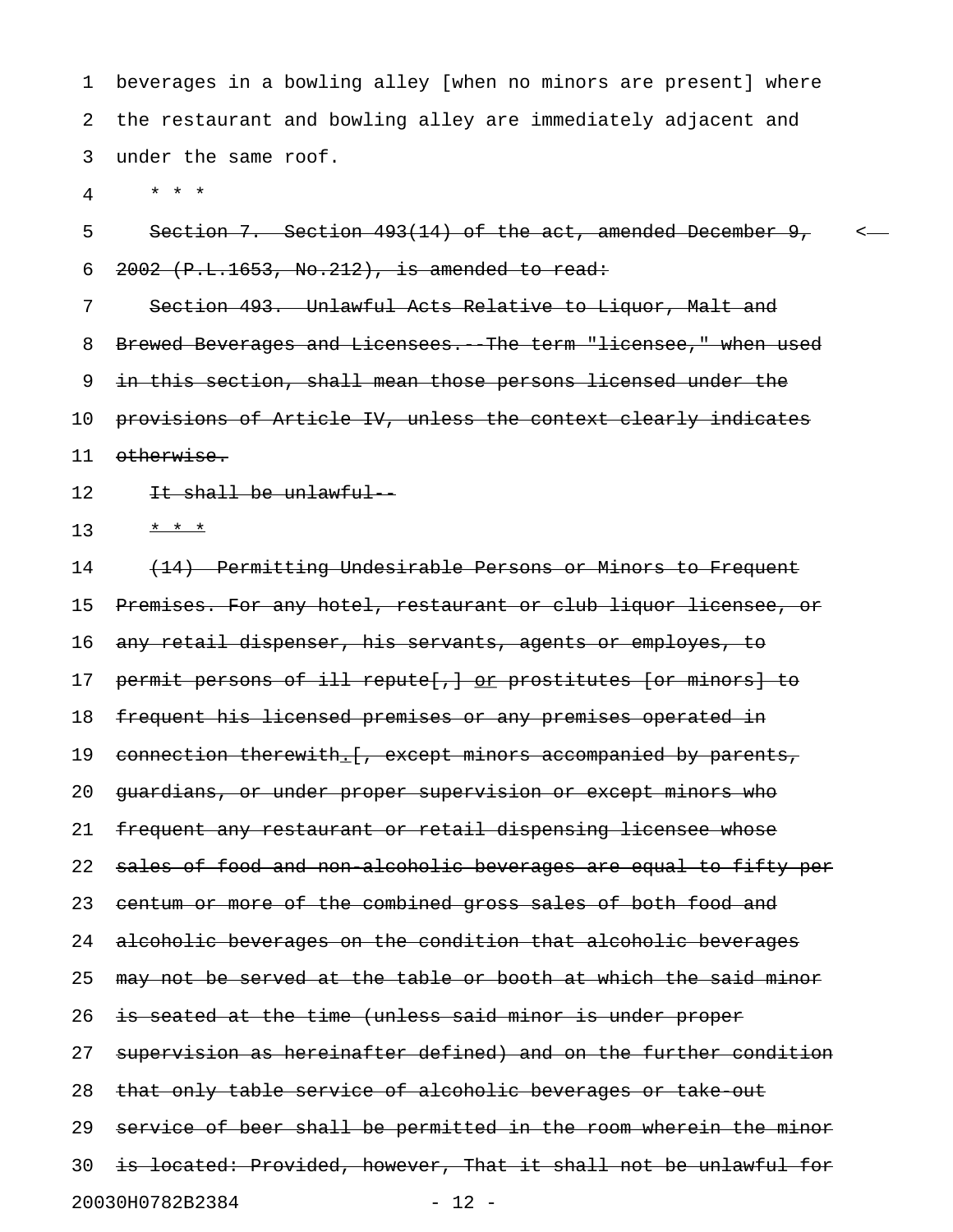beverages in a bowling alley [when no minors are present] where the restaurant and bowling alley are immediately adjacent and under the same roof.

\* \* \*

~~Section 7. Section 493(14) of the act, amended December 9, 2002 (P.L.1653, No.212), is amended to read:~~

~~Section 493. Unlawful Acts Relative to Liquor, Malt and Brewed Beverages and Licensees.--The term "licensee," when used in this section, shall mean those persons licensed under the provisions of Article IV, unless the context clearly indicates otherwise.~~

~~It shall be unlawful--~~

~~\* \* \*~~

~~(14) Permitting Undesirable Persons or Minors to Frequent Premises. For any hotel, restaurant or club liquor licensee, or any retail dispenser, his servants, agents or employes, to permit persons of ill repute[,] or prostitutes [or minors] to frequent his licensed premises or any premises operated in connection therewith.[, except minors accompanied by parents, guardians, or under proper supervision or except minors who frequent any restaurant or retail dispensing licensee whose sales of food and non-alcoholic beverages are equal to fifty per centum or more of the combined gross sales of both food and alcoholic beverages on the condition that alcoholic beverages may not be served at the table or booth at which the said minor is seated at the time (unless said minor is under proper supervision as hereinafter defined) and on the further condition that only table service of alcoholic beverages or take-out service of beer shall be permitted in the room wherein the minor is located: Provided, however, That it shall not be unlawful for~~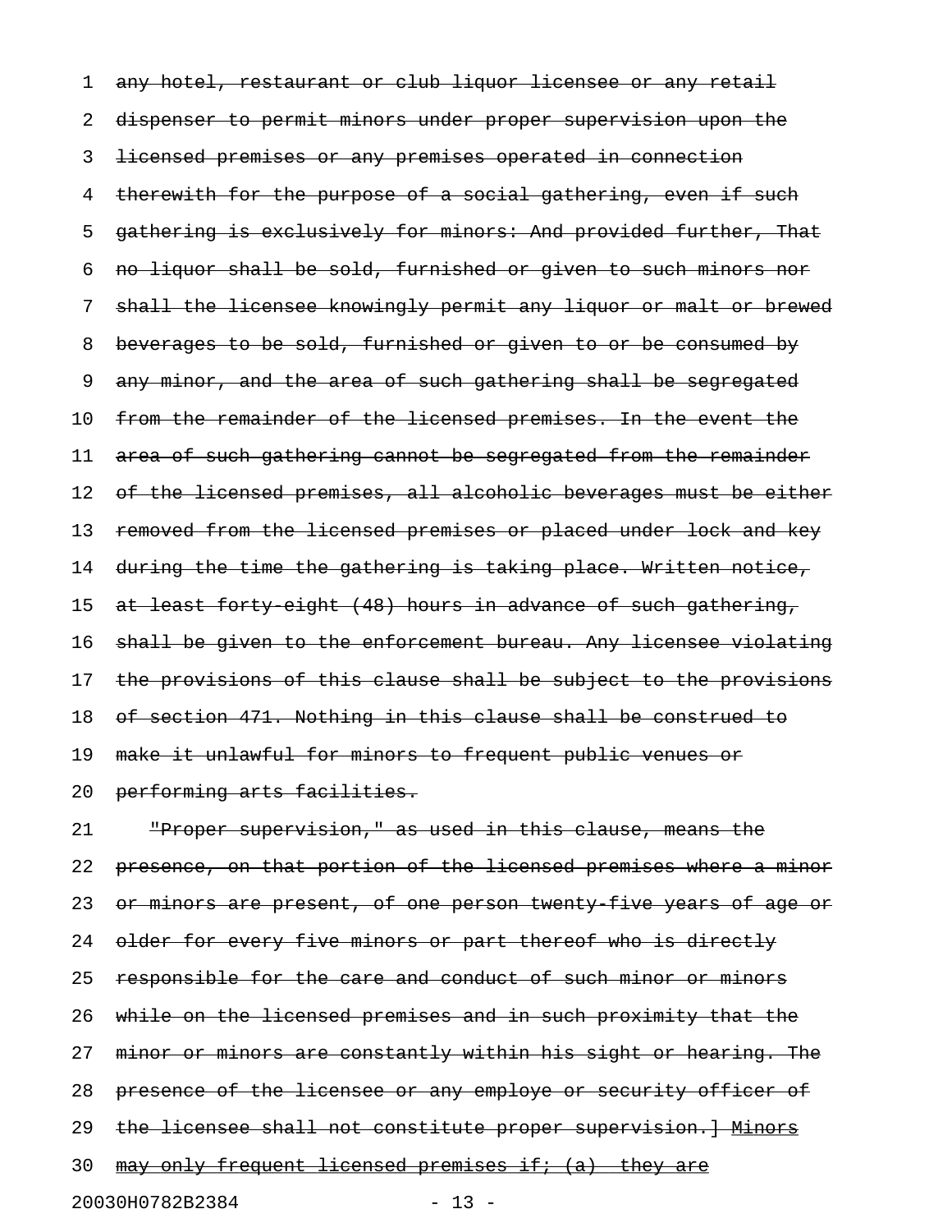~~any hotel, restaurant or club liquor licensee or any retail dispenser to permit minors under proper supervision upon the licensed premises or any premises operated in connection therewith for the purpose of a social gathering, even if such gathering is exclusively for minors: And provided further, That no liquor shall be sold, furnished or given to such minors nor shall the licensee knowingly permit any liquor or malt or brewed beverages to be sold, furnished or given to or be consumed by any minor, and the area of such gathering shall be segregated from the remainder of the licensed premises. In the event the area of such gathering cannot be segregated from the remainder of the licensed premises, all alcoholic beverages must be either removed from the licensed premises or placed under lock and key during the time the gathering is taking place. Written notice, at least forty-eight (48) hours in advance of such gathering, shall be given to the enforcement bureau. Any licensee violating the provisions of this clause shall be subject to the provisions of section 471. Nothing in this clause shall be construed to make it unlawful for minors to frequent public venues or performing arts facilities.~~

~~"Proper supervision," as used in this clause, means the presence, on that portion of the licensed premises where a minor or minors are present, of one person twenty-five years of age or older for every five minors or part thereof who is directly responsible for the care and conduct of such minor or minors while on the licensed premises and in such proximity that the minor or minors are constantly within his sight or hearing. The presence of the licensee or any employe or security officer of the licensee shall not constitute proper supervision.]~~ <u>Minors may only frequent licensed premises if: (a) they are</u>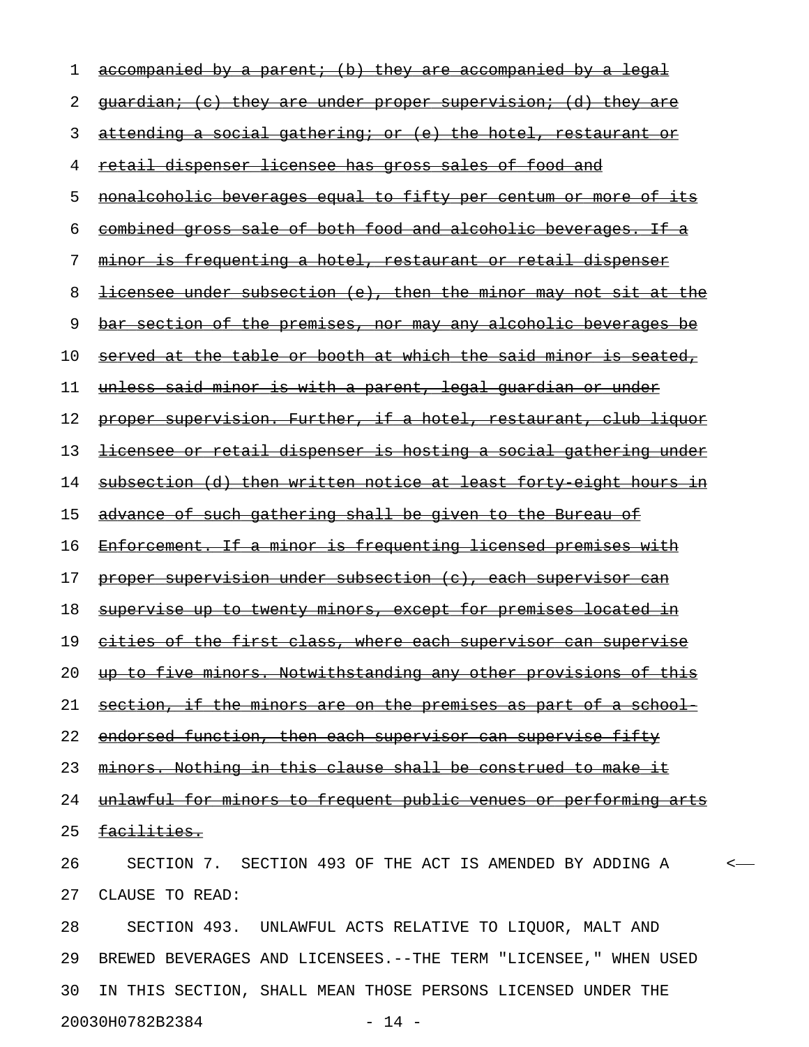~~accompanied by a parent; (b) they are accompanied by a legal guardian; (c) they are under proper supervision; (d) they are attending a social gathering; or (e) the hotel, restaurant or retail dispenser licensee has gross sales of food and nonalcoholic beverages equal to fifty per centum or more of its combined gross sale of both food and alcoholic beverages. If a minor is frequenting a hotel, restaurant or retail dispenser licensee under subsection (e), then the minor may not sit at the bar section of the premises, nor may any alcoholic beverages be served at the table or booth at which the said minor is seated, unless said minor is with a parent, legal guardian or under proper supervision. Further, if a hotel, restaurant, club liquor licensee or retail dispenser is hosting a social gathering under subsection (d) then written notice at least forty-eight hours in advance of such gathering shall be given to the Bureau of Enforcement. If a minor is frequenting licensed premises with proper supervision under subsection (c), each supervisor can supervise up to twenty minors, except for premises located in cities of the first class, where each supervisor can supervise up to five minors. Notwithstanding any other provisions of this section, if the minors are on the premises as part of a school-endorsed function, then each supervisor can supervise fifty minors. Nothing in this clause shall be construed to make it unlawful for minors to frequent public venues or performing arts facilities.~~

SECTION 7. SECTION 493 OF THE ACT IS AMENDED BY ADDING A CLAUSE TO READ:

SECTION 493. UNLAWFUL ACTS RELATIVE TO LIQUOR, MALT AND BREWED BEVERAGES AND LICENSEES.--THE TERM "LICENSEE," WHEN USED IN THIS SECTION, SHALL MEAN THOSE PERSONS LICENSED UNDER THE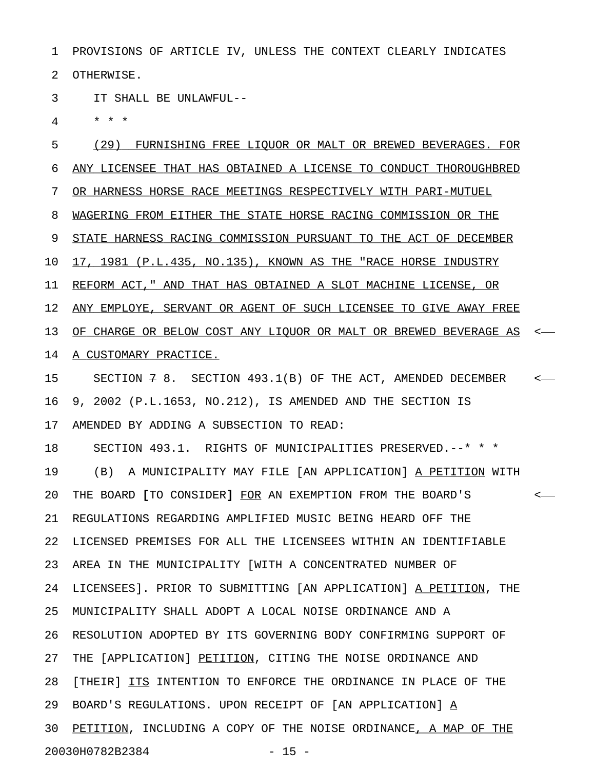PROVISIONS OF ARTICLE IV, UNLESS THE CONTEXT CLEARLY INDICATES OTHERWISE.

IT SHALL BE UNLAWFUL--

\* \* \*

(29) FURNISHING FREE LIQUOR OR MALT OR BREWED BEVERAGES. FOR ANY LICENSEE THAT HAS OBTAINED A LICENSE TO CONDUCT THOROUGHBRED OR HARNESS HORSE RACE MEETINGS RESPECTIVELY WITH PARI-MUTUEL WAGERING FROM EITHER THE STATE HORSE RACING COMMISSION OR THE STATE HARNESS RACING COMMISSION PURSUANT TO THE ACT OF DECEMBER 17, 1981 (P.L.435, NO.135), KNOWN AS THE "RACE HORSE INDUSTRY REFORM ACT," AND THAT HAS OBTAINED A SLOT MACHINE LICENSE, OR ANY EMPLOYE, SERVANT OR AGENT OF SUCH LICENSEE TO GIVE AWAY FREE OF CHARGE OR BELOW COST ANY LIQUOR OR MALT OR BREWED BEVERAGE AS A CUSTOMARY PRACTICE.

SECTION ~~7~~ 8. SECTION 493.1(B) OF THE ACT, AMENDED DECEMBER 9, 2002 (P.L.1653, NO.212), IS AMENDED AND THE SECTION IS AMENDED BY ADDING A SUBSECTION TO READ:

SECTION 493.1. RIGHTS OF MUNICIPALITIES PRESERVED.--\* \* \*

(B) A MUNICIPALITY MAY FILE [AN APPLICATION] A PETITION WITH THE BOARD **[**TO CONSIDER**]** FOR AN EXEMPTION FROM THE BOARD'S REGULATIONS REGARDING AMPLIFIED MUSIC BEING HEARD OFF THE LICENSED PREMISES FOR ALL THE LICENSEES WITHIN AN IDENTIFIABLE AREA IN THE MUNICIPALITY [WITH A CONCENTRATED NUMBER OF LICENSEES]. PRIOR TO SUBMITTING [AN APPLICATION] A PETITION, THE MUNICIPALITY SHALL ADOPT A LOCAL NOISE ORDINANCE AND A RESOLUTION ADOPTED BY ITS GOVERNING BODY CONFIRMING SUPPORT OF THE [APPLICATION] PETITION, CITING THE NOISE ORDINANCE AND [THEIR] ITS INTENTION TO ENFORCE THE ORDINANCE IN PLACE OF THE BOARD'S REGULATIONS. UPON RECEIPT OF [AN APPLICATION] A PETITION, INCLUDING A COPY OF THE NOISE ORDINANCE, A MAP OF THE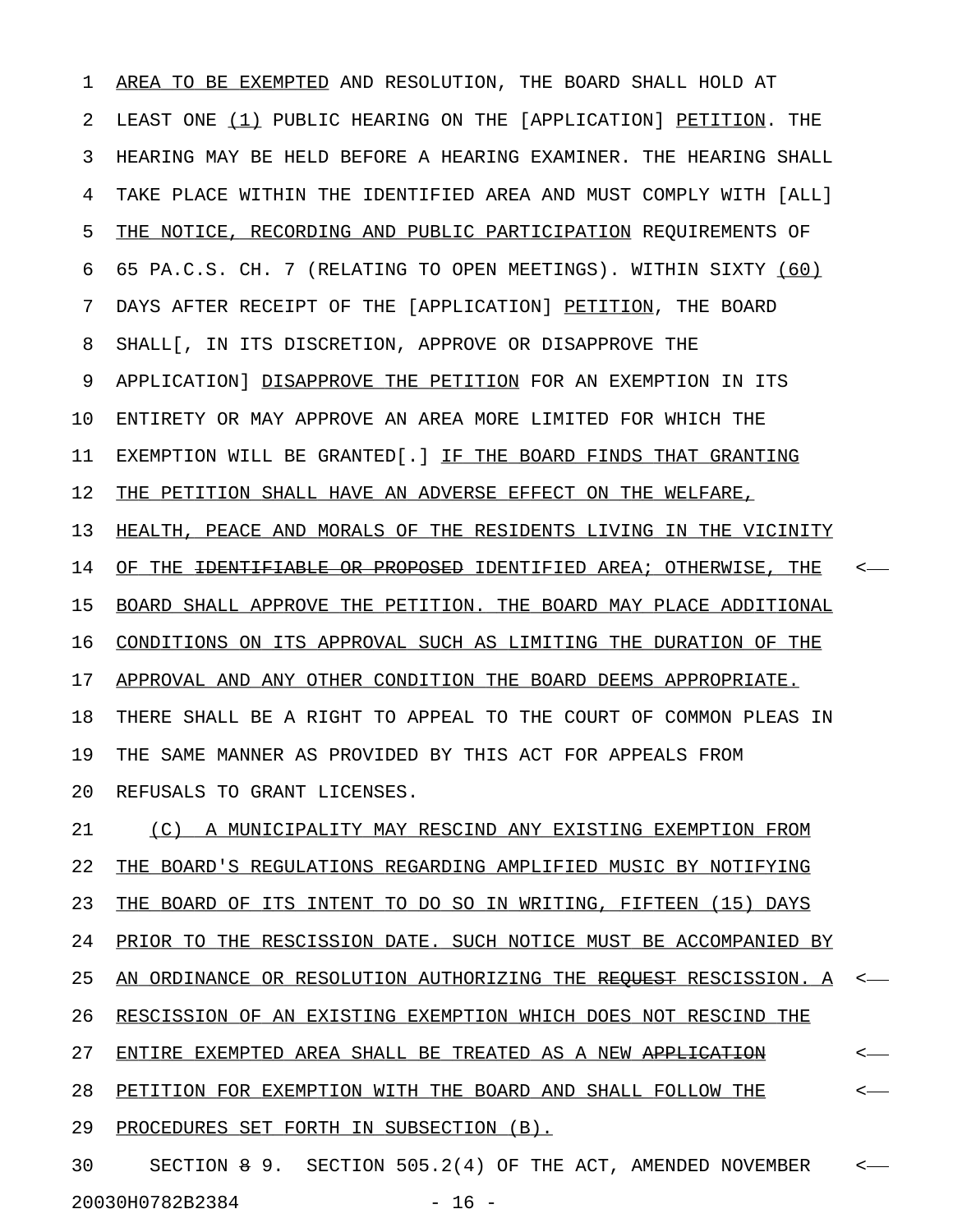AREA TO BE EXEMPTED AND RESOLUTION, THE BOARD SHALL HOLD AT LEAST ONE (1) PUBLIC HEARING ON THE [APPLICATION] PETITION. THE HEARING MAY BE HELD BEFORE A HEARING EXAMINER. THE HEARING SHALL TAKE PLACE WITHIN THE IDENTIFIED AREA AND MUST COMPLY WITH [ALL] THE NOTICE, RECORDING AND PUBLIC PARTICIPATION REQUIREMENTS OF 65 PA.C.S. CH. 7 (RELATING TO OPEN MEETINGS). WITHIN SIXTY (60) DAYS AFTER RECEIPT OF THE [APPLICATION] PETITION, THE BOARD SHALL[, IN ITS DISCRETION, APPROVE OR DISAPPROVE THE APPLICATION] DISAPPROVE THE PETITION FOR AN EXEMPTION IN ITS ENTIRETY OR MAY APPROVE AN AREA MORE LIMITED FOR WHICH THE EXEMPTION WILL BE GRANTED[.] IF THE BOARD FINDS THAT GRANTING THE PETITION SHALL HAVE AN ADVERSE EFFECT ON THE WELFARE, HEALTH, PEACE AND MORALS OF THE RESIDENTS LIVING IN THE VICINITY OF THE ~~IDENTIFIABLE OR PROPOSED~~ IDENTIFIED AREA; OTHERWISE, THE BOARD SHALL APPROVE THE PETITION. THE BOARD MAY PLACE ADDITIONAL CONDITIONS ON ITS APPROVAL SUCH AS LIMITING THE DURATION OF THE APPROVAL AND ANY OTHER CONDITION THE BOARD DEEMS APPROPRIATE. THERE SHALL BE A RIGHT TO APPEAL TO THE COURT OF COMMON PLEAS IN THE SAME MANNER AS PROVIDED BY THIS ACT FOR APPEALS FROM REFUSALS TO GRANT LICENSES.

(C) A MUNICIPALITY MAY RESCIND ANY EXISTING EXEMPTION FROM THE BOARD'S REGULATIONS REGARDING AMPLIFIED MUSIC BY NOTIFYING THE BOARD OF ITS INTENT TO DO SO IN WRITING, FIFTEEN (15) DAYS PRIOR TO THE RESCISSION DATE. SUCH NOTICE MUST BE ACCOMPANIED BY AN ORDINANCE OR RESOLUTION AUTHORIZING THE ~~REQUEST~~ RESCISSION. A RESCISSION OF AN EXISTING EXEMPTION WHICH DOES NOT RESCIND THE ENTIRE EXEMPTED AREA SHALL BE TREATED AS A NEW ~~APPLICATION~~ PETITION FOR EXEMPTION WITH THE BOARD AND SHALL FOLLOW THE PROCEDURES SET FORTH IN SUBSECTION (B).

SECTION ~~8~~ 9. SECTION 505.2(4) OF THE ACT, AMENDED NOVEMBER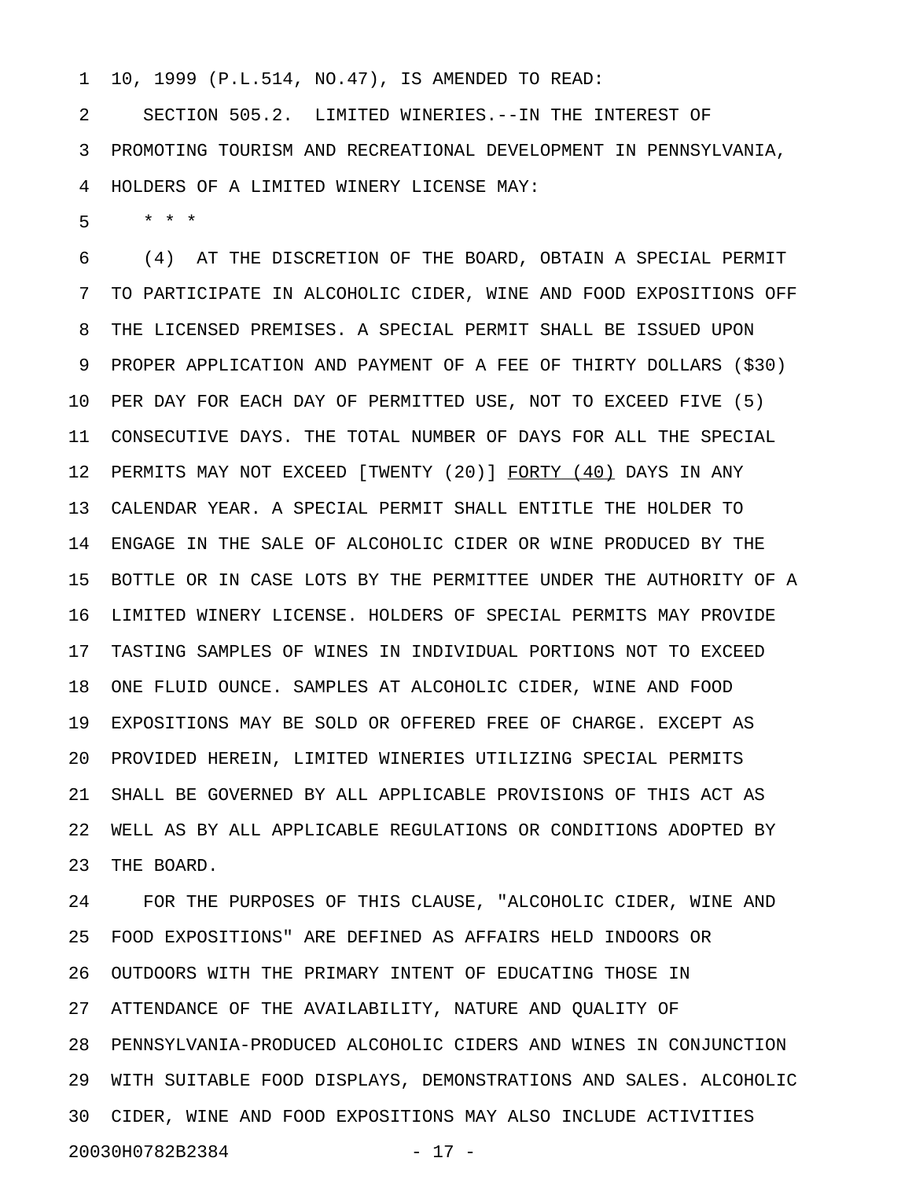10, 1999 (P.L.514, NO.47), IS AMENDED TO READ:

SECTION 505.2. LIMITED WINERIES.--IN THE INTEREST OF PROMOTING TOURISM AND RECREATIONAL DEVELOPMENT IN PENNSYLVANIA, HOLDERS OF A LIMITED WINERY LICENSE MAY:

\* \* \*

(4) AT THE DISCRETION OF THE BOARD, OBTAIN A SPECIAL PERMIT TO PARTICIPATE IN ALCOHOLIC CIDER, WINE AND FOOD EXPOSITIONS OFF THE LICENSED PREMISES. A SPECIAL PERMIT SHALL BE ISSUED UPON PROPER APPLICATION AND PAYMENT OF A FEE OF THIRTY DOLLARS ($30) PER DAY FOR EACH DAY OF PERMITTED USE, NOT TO EXCEED FIVE (5) CONSECUTIVE DAYS. THE TOTAL NUMBER OF DAYS FOR ALL THE SPECIAL PERMITS MAY NOT EXCEED [TWENTY (20)] <u>FORTY (40)</u> DAYS IN ANY CALENDAR YEAR. A SPECIAL PERMIT SHALL ENTITLE THE HOLDER TO ENGAGE IN THE SALE OF ALCOHOLIC CIDER OR WINE PRODUCED BY THE BOTTLE OR IN CASE LOTS BY THE PERMITTEE UNDER THE AUTHORITY OF A LIMITED WINERY LICENSE. HOLDERS OF SPECIAL PERMITS MAY PROVIDE TASTING SAMPLES OF WINES IN INDIVIDUAL PORTIONS NOT TO EXCEED ONE FLUID OUNCE. SAMPLES AT ALCOHOLIC CIDER, WINE AND FOOD EXPOSITIONS MAY BE SOLD OR OFFERED FREE OF CHARGE. EXCEPT AS PROVIDED HEREIN, LIMITED WINERIES UTILIZING SPECIAL PERMITS SHALL BE GOVERNED BY ALL APPLICABLE PROVISIONS OF THIS ACT AS WELL AS BY ALL APPLICABLE REGULATIONS OR CONDITIONS ADOPTED BY THE BOARD.

FOR THE PURPOSES OF THIS CLAUSE, "ALCOHOLIC CIDER, WINE AND FOOD EXPOSITIONS" ARE DEFINED AS AFFAIRS HELD INDOORS OR OUTDOORS WITH THE PRIMARY INTENT OF EDUCATING THOSE IN ATTENDANCE OF THE AVAILABILITY, NATURE AND QUALITY OF PENNSYLVANIA-PRODUCED ALCOHOLIC CIDERS AND WINES IN CONJUNCTION WITH SUITABLE FOOD DISPLAYS, DEMONSTRATIONS AND SALES. ALCOHOLIC CIDER, WINE AND FOOD EXPOSITIONS MAY ALSO INCLUDE ACTIVITIES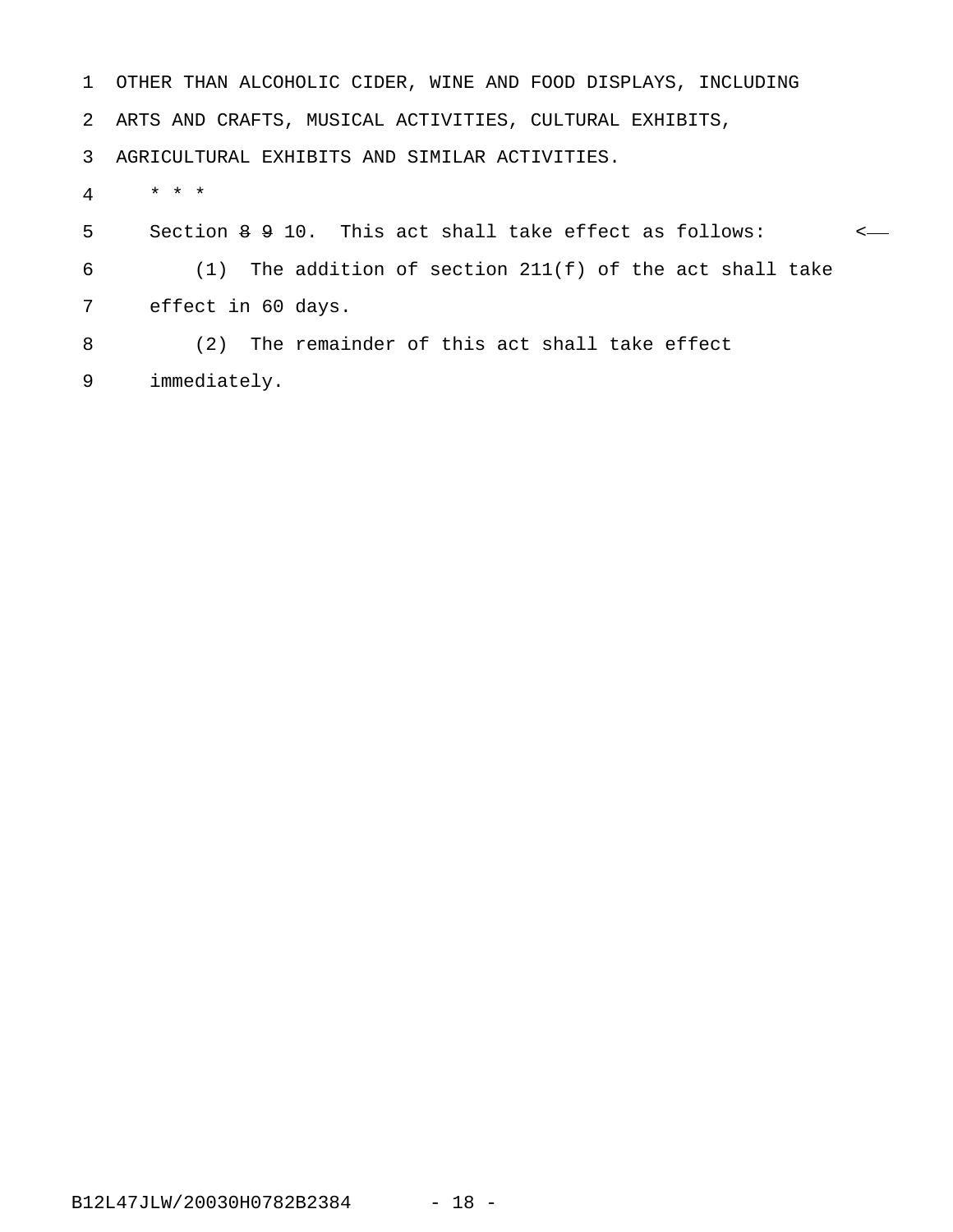OTHER THAN ALCOHOLIC CIDER, WINE AND FOOD DISPLAYS, INCLUDING ARTS AND CRAFTS, MUSICAL ACTIVITIES, CULTURAL EXHIBITS, AGRICULTURAL EXHIBITS AND SIMILAR ACTIVITIES.

\* \* \*

Section ~~8~~ ~~9~~ 10. This act shall take effect as follows:

(1) The addition of section 211(f) of the act shall take effect in 60 days.

(2) The remainder of this act shall take effect immediately.